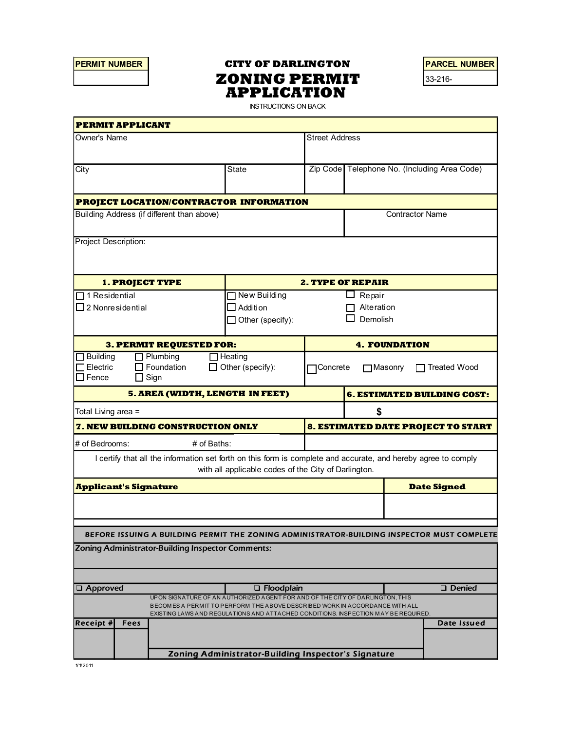| PERMIT NUMBER |
| --- |
| |

**CITY OF DARLINGTON**

# ZONING PERMIT APPLICATION

INSTRUCTIONS ON BACK

| PARCEL NUMBER |
| --- |
| 33-216- |

## PERMIT APPLICANT

| Owner's Name | | | Street Address | |
| --- | --- | --- | --- | --- |
| City | State | | Zip Code | Telephone No. (Including Area Code) |

## PROJECT LOCATION/CONTRACTOR INFORMATION

| Building Address (if different than above) | Contractor Name |
| --- | --- |
| Project Description: | |

| 1. PROJECT TYPE | 2. TYPE OF REPAIR | |
| --- | --- | --- |
| ☐ 1 Residential | ☐ New Building | ☐ Repair |
| ☐ 2 Nonresidential | ☐ Addition | ☐ Alteration |
| | ☐ Other (specify): | ☐ Demolish |

| 3. PERMIT REQUESTED FOR: | | | 4. FOUNDATION |
| --- | --- | --- | --- |
| ☐ Building | ☐ Plumbing | ☐ Heating | ☐ Concrete ☐ Masonry ☐ Treated Wood |
| ☐ Electric | ☐ Foundation | ☐ Other (specify): | |
| ☐ Fence | ☐ Sign | | |

| 5. AREA (WIDTH, LENGTH IN FEET) | 6. ESTIMATED BUILDING COST: |
| --- | --- |
| Total Living area = | $ |

| 7. NEW BUILDING CONSTRUCTION ONLY | 8. ESTIMATED DATE PROJECT TO START |
| --- | --- |
| # of Bedrooms: # of Baths: | |

I certify that all the information set forth on this form is complete and accurate, and hereby agree to comply with all applicable codes of the City of Darlington.

| Applicant's Signature | Date Signed |
| --- | --- |
| | |

**BEFORE ISSUING A BUILDING PERMIT THE ZONING ADMINISTRATOR-BUILDING INSPECTOR MUST COMPLETE**

**Zoning Administrator-Building Inspector Comments:**

| ❑ Approved | ❑ Floodplain | ❑ Denied |
| --- | --- | --- |

UPON SIGNATURE OF AN AUTHORIZED AGENT FOR AND OF THE CITY OF DARLINGTON, THIS BECOMES A PERMIT TO PERFORM THE ABOVE DESCRIBED WORK IN ACCORDANCE WITH ALL EXISTING LAWS AND REGULATIONS AND ATTACHED CONDITIONS. INSPECTION MAY BE REQUIRED.

| Receipt # | Fees | Zoning Administrator-Building Inspector's Signature | Date Issued |
| --- | --- | --- | --- |
| | | | |

1/1/2011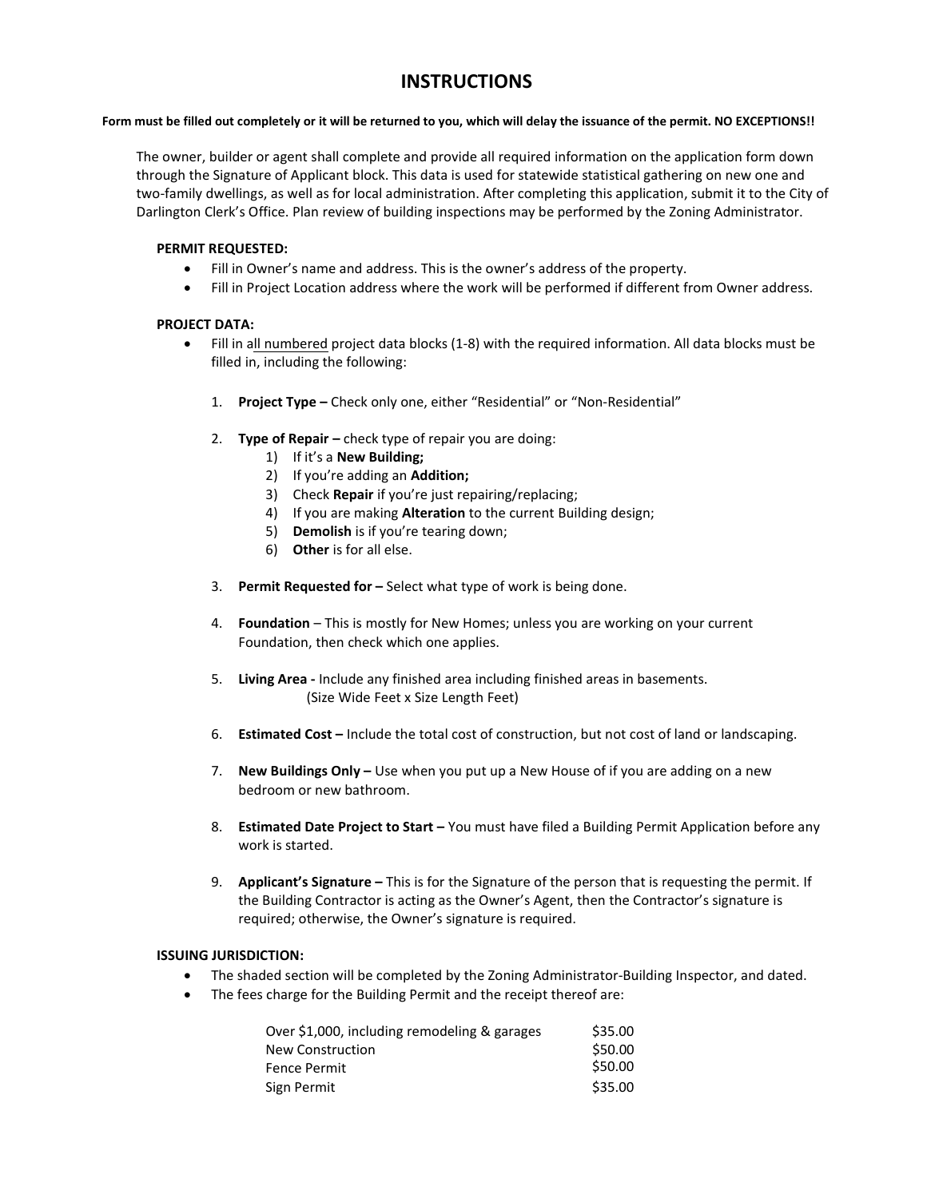# INSTRUCTIONS

**Form must be filled out completely or it will be returned to you, which will delay the issuance of the permit. NO EXCEPTIONS!!**

The owner, builder or agent shall complete and provide all required information on the application form down through the Signature of Applicant block. This data is used for statewide statistical gathering on new one and two-family dwellings, as well as for local administration. After completing this application, submit it to the City of Darlington Clerk's Office. Plan review of building inspections may be performed by the Zoning Administrator.

**PERMIT REQUESTED:**

- Fill in Owner's name and address. This is the owner's address of the property.
- Fill in Project Location address where the work will be performed if different from Owner address.

**PROJECT DATA:**

- Fill in all numbered project data blocks (1-8) with the required information. All data blocks must be filled in, including the following:

1. **Project Type –** Check only one, either "Residential" or "Non-Residential"

2. **Type of Repair –** check type of repair you are doing:
   1) If it's a **New Building;**
   2) If you're adding an **Addition;**
   3) Check **Repair** if you're just repairing/replacing;
   4) If you are making **Alteration** to the current Building design;
   5) **Demolish** is if you're tearing down;
   6) **Other** is for all else.

3. **Permit Requested for –** Select what type of work is being done.

4. **Foundation** – This is mostly for New Homes; unless you are working on your current Foundation, then check which one applies.

5. **Living Area -** Include any finished area including finished areas in basements. (Size Wide Feet x Size Length Feet)

6. **Estimated Cost –** Include the total cost of construction, but not cost of land or landscaping.

7. **New Buildings Only –** Use when you put up a New House of if you are adding on a new bedroom or new bathroom.

8. **Estimated Date Project to Start –** You must have filed a Building Permit Application before any work is started.

9. **Applicant's Signature –** This is for the Signature of the person that is requesting the permit. If the Building Contractor is acting as the Owner's Agent, then the Contractor's signature is required; otherwise, the Owner's signature is required.

**ISSUING JURISDICTION:**

- The shaded section will be completed by the Zoning Administrator-Building Inspector, and dated.
- The fees charge for the Building Permit and the receipt thereof are:

| | |
|---|---|
| Over $1,000, including remodeling & garages | $35.00 |
| New Construction | $50.00 |
| Fence Permit | $50.00 |
| Sign Permit | $35.00 |